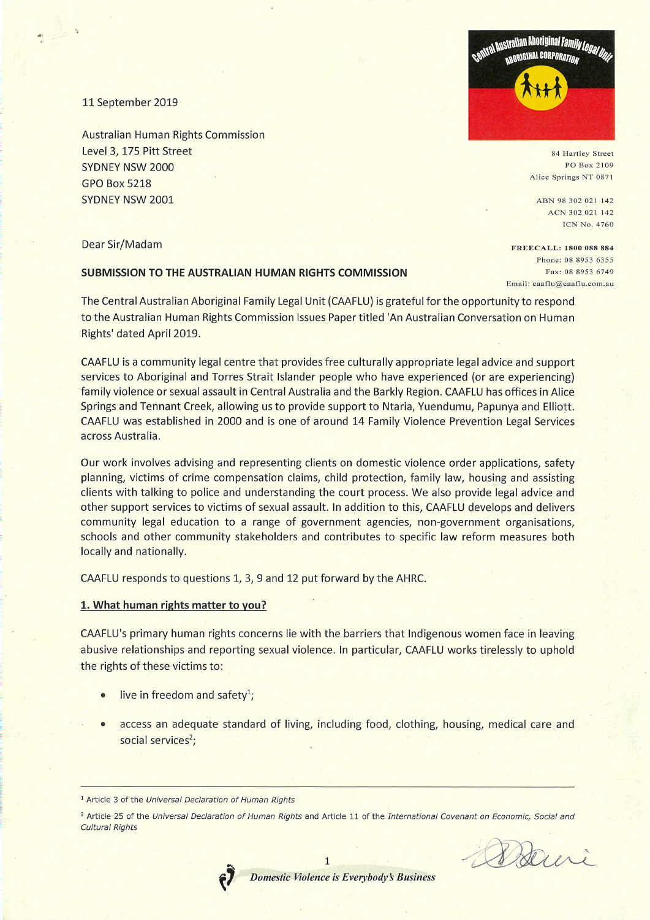11 September 2019

Australian Human Rights Commission
Level 3, 175 Pitt Street
SYDNEY NSW 2000
GPO Box 5218
SYDNEY NSW 2001

Central Australian Aboriginal Family Legal Unit
ABORIGINAL CORPORATION

84 Hartley Street
PO Box 2109
Alice Springs NT 0871

ABN 98 302 021 142
ACN 302 021 142
ICN No. 4760

**FREECALL: 1800 088 884**
Phone: 08 8953 6355
Fax: 08 8953 6749
Email: caaflu@caaflu.com.au

Dear Sir/Madam

**SUBMISSION TO THE AUSTRALIAN HUMAN RIGHTS COMMISSION**

The Central Australian Aboriginal Family Legal Unit (CAAFLU) is grateful for the opportunity to respond to the Australian Human Rights Commission Issues Paper titled 'An Australian Conversation on Human Rights' dated April 2019.

CAAFLU is a community legal centre that provides free culturally appropriate legal advice and support services to Aboriginal and Torres Strait Islander people who have experienced (or are experiencing) family violence or sexual assault in Central Australia and the Barkly Region. CAAFLU has offices in Alice Springs and Tennant Creek, allowing us to provide support to Ntaria, Yuendumu, Papunya and Elliott. CAAFLU was established in 2000 and is one of around 14 Family Violence Prevention Legal Services across Australia.

Our work involves advising and representing clients on domestic violence order applications, safety planning, victims of crime compensation claims, child protection, family law, housing and assisting clients with talking to police and understanding the court process. We also provide legal advice and other support services to victims of sexual assault. In addition to this, CAAFLU develops and delivers community legal education to a range of government agencies, non-government organisations, schools and other community stakeholders and contributes to specific law reform measures both locally and nationally.

CAAFLU responds to questions 1, 3, 9 and 12 put forward by the AHRC.

## 1. What human rights matter to you?

CAAFLU's primary human rights concerns lie with the barriers that Indigenous women face in leaving abusive relationships and reporting sexual violence. In particular, CAAFLU works tirelessly to uphold the rights of these victims to:

- live in freedom and safety[1];
- access an adequate standard of living, including food, clothing, housing, medical care and social services[2];

---

[1] Article 3 of the *Universal Declaration of Human Rights*

[2] Article 25 of the *Universal Declaration of Human Rights* and Article 11 of the *International Covenant on Economic, Social and Cultural Rights*

*Domestic Violence is Everybody's Business*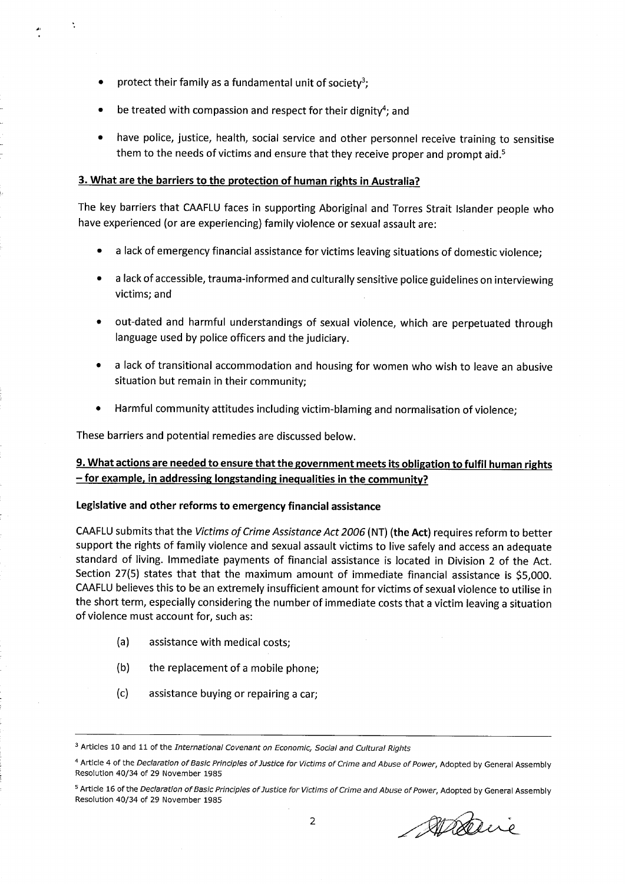- protect their family as a fundamental unit of society[3];
- be treated with compassion and respect for their dignity[4]; and
- have police, justice, health, social service and other personnel receive training to sensitise them to the needs of victims and ensure that they receive proper and prompt aid.[5]

## 3. What are the barriers to the protection of human rights in Australia?

The key barriers that CAAFLU faces in supporting Aboriginal and Torres Strait Islander people who have experienced (or are experiencing) family violence or sexual assault are:

- a lack of emergency financial assistance for victims leaving situations of domestic violence;
- a lack of accessible, trauma-informed and culturally sensitive police guidelines on interviewing victims; and
- out-dated and harmful understandings of sexual violence, which are perpetuated through language used by police officers and the judiciary.
- a lack of transitional accommodation and housing for women who wish to leave an abusive situation but remain in their community;
- Harmful community attitudes including victim-blaming and normalisation of violence;

These barriers and potential remedies are discussed below.

## 9. What actions are needed to ensure that the government meets its obligation to fulfil human rights – for example, in addressing longstanding inequalities in the community?

### Legislative and other reforms to emergency financial assistance

CAAFLU submits that the *Victims of Crime Assistance Act 2006* (NT) (**the Act**) requires reform to better support the rights of family violence and sexual assault victims to live safely and access an adequate standard of living. Immediate payments of financial assistance is located in Division 2 of the Act. Section 27(5) states that that the maximum amount of immediate financial assistance is $5,000. CAAFLU believes this to be an extremely insufficient amount for victims of sexual violence to utilise in the short term, especially considering the number of immediate costs that a victim leaving a situation of violence must account for, such as:

(a) assistance with medical costs;

(b) the replacement of a mobile phone;

(c) assistance buying or repairing a car;

---

[3] Articles 10 and 11 of the *International Covenant on Economic, Social and Cultural Rights*

[4] Article 4 of the *Declaration of Basic Principles of Justice for Victims of Crime and Abuse of Power*, Adopted by General Assembly Resolution 40/34 of 29 November 1985

[5] Article 16 of the *Declaration of Basic Principles of Justice for Victims of Crime and Abuse of Power*, Adopted by General Assembly Resolution 40/34 of 29 November 1985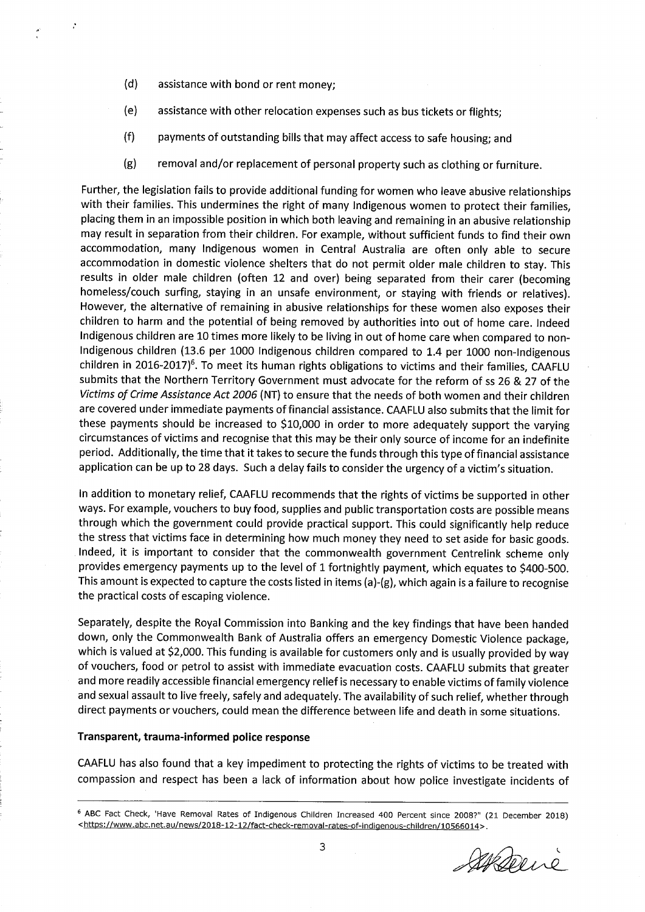(d) assistance with bond or rent money;

(e) assistance with other relocation expenses such as bus tickets or flights;

(f) payments of outstanding bills that may affect access to safe housing; and

(g) removal and/or replacement of personal property such as clothing or furniture.

Further, the legislation fails to provide additional funding for women who leave abusive relationships with their families. This undermines the right of many Indigenous women to protect their families, placing them in an impossible position in which both leaving and remaining in an abusive relationship may result in separation from their children. For example, without sufficient funds to find their own accommodation, many Indigenous women in Central Australia are often only able to secure accommodation in domestic violence shelters that do not permit older male children to stay. This results in older male children (often 12 and over) being separated from their carer (becoming homeless/couch surfing, staying in an unsafe environment, or staying with friends or relatives). However, the alternative of remaining in abusive relationships for these women also exposes their children to harm and the potential of being removed by authorities into out of home care. Indeed Indigenous children are 10 times more likely to be living in out of home care when compared to non-Indigenous children (13.6 per 1000 Indigenous children compared to 1.4 per 1000 non-Indigenous children in 2016-2017)[6]. To meet its human rights obligations to victims and their families, CAAFLU submits that the Northern Territory Government must advocate for the reform of ss 26 & 27 of the *Victims of Crime Assistance Act 2006* (NT) to ensure that the needs of both women and their children are covered under immediate payments of financial assistance. CAAFLU also submits that the limit for these payments should be increased to $10,000 in order to more adequately support the varying circumstances of victims and recognise that this may be their only source of income for an indefinite period. Additionally, the time that it takes to secure the funds through this type of financial assistance application can be up to 28 days. Such a delay fails to consider the urgency of a victim's situation.

In addition to monetary relief, CAAFLU recommends that the rights of victims be supported in other ways. For example, vouchers to buy food, supplies and public transportation costs are possible means through which the government could provide practical support. This could significantly help reduce the stress that victims face in determining how much money they need to set aside for basic goods. Indeed, it is important to consider that the commonwealth government Centrelink scheme only provides emergency payments up to the level of 1 fortnightly payment, which equates to $400-500. This amount is expected to capture the costs listed in items (a)-(g), which again is a failure to recognise the practical costs of escaping violence.

Separately, despite the Royal Commission into Banking and the key findings that have been handed down, only the Commonwealth Bank of Australia offers an emergency Domestic Violence package, which is valued at $2,000. This funding is available for customers only and is usually provided by way of vouchers, food or petrol to assist with immediate evacuation costs. CAAFLU submits that greater and more readily accessible financial emergency relief is necessary to enable victims of family violence and sexual assault to live freely, safely and adequately. The availability of such relief, whether through direct payments or vouchers, could mean the difference between life and death in some situations.

**Transparent, trauma-informed police response**

CAAFLU has also found that a key impediment to protecting the rights of victims to be treated with compassion and respect has been a lack of information about how police investigate incidents of

---

[6] ABC Fact Check, 'Have Removal Rates of Indigenous Children Increased 400 Percent since 2008?" (21 December 2018) <https://www.abc.net.au/news/2018-12-12/fact-check-removal-rates-of-indigenous-children/10566014>.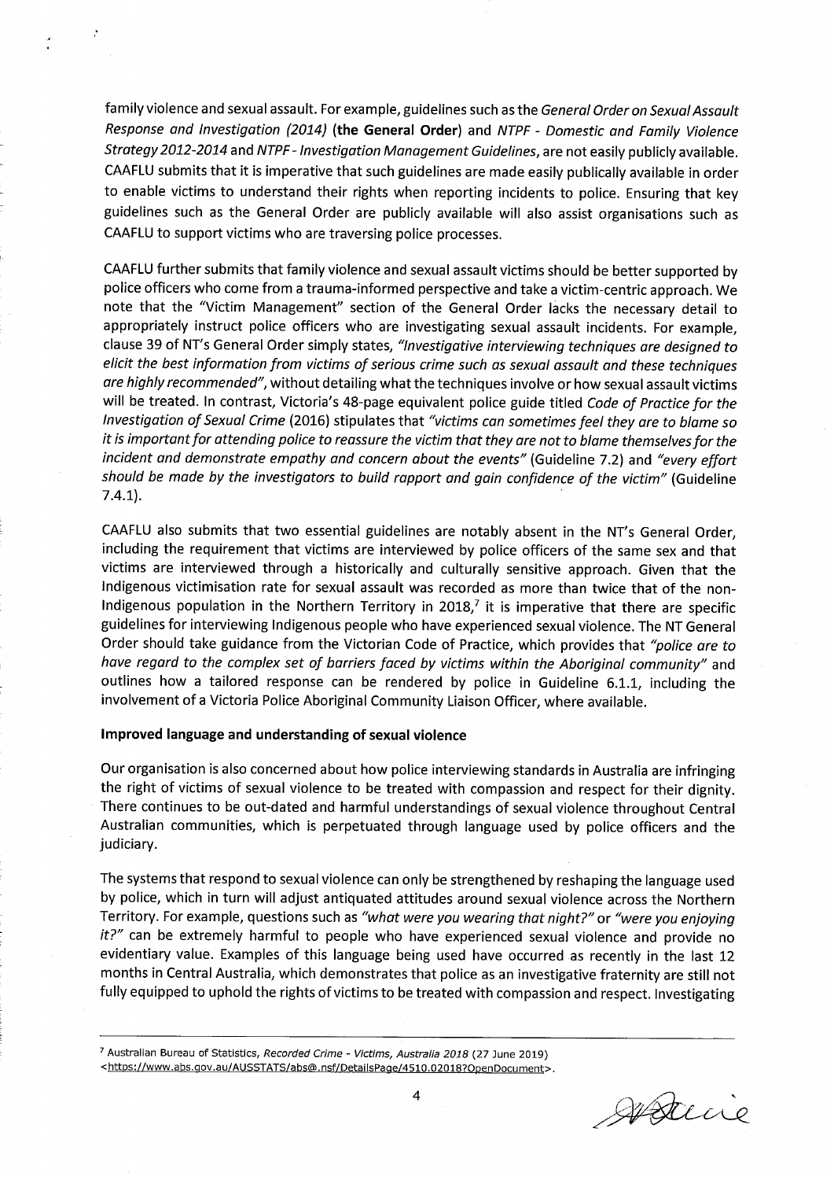family violence and sexual assault. For example, guidelines such as the *General Order on Sexual Assault Response and Investigation (2014)* (**the General Order**) and *NTPF - Domestic and Family Violence Strategy 2012-2014* and *NTPF - Investigation Management Guidelines*, are not easily publicly available. CAAFLU submits that it is imperative that such guidelines are made easily publically available in order to enable victims to understand their rights when reporting incidents to police. Ensuring that key guidelines such as the General Order are publicly available will also assist organisations such as CAAFLU to support victims who are traversing police processes.

CAAFLU further submits that family violence and sexual assault victims should be better supported by police officers who come from a trauma-informed perspective and take a victim-centric approach. We note that the "Victim Management" section of the General Order lacks the necessary detail to appropriately instruct police officers who are investigating sexual assault incidents. For example, clause 39 of NT's General Order simply states, *"Investigative interviewing techniques are designed to elicit the best information from victims of serious crime such as sexual assault and these techniques are highly recommended"*, without detailing what the techniques involve or how sexual assault victims will be treated. In contrast, Victoria's 48-page equivalent police guide titled *Code of Practice for the Investigation of Sexual Crime* (2016) stipulates that *"victims can sometimes feel they are to blame so it is important for attending police to reassure the victim that they are not to blame themselves for the incident and demonstrate empathy and concern about the events"* (Guideline 7.2) and *"every effort should be made by the investigators to build rapport and gain confidence of the victim"* (Guideline 7.4.1).

CAAFLU also submits that two essential guidelines are notably absent in the NT's General Order, including the requirement that victims are interviewed by police officers of the same sex and that victims are interviewed through a historically and culturally sensitive approach. Given that the Indigenous victimisation rate for sexual assault was recorded as more than twice that of the non-Indigenous population in the Northern Territory in 2018,[7] it is imperative that there are specific guidelines for interviewing Indigenous people who have experienced sexual violence. The NT General Order should take guidance from the Victorian Code of Practice, which provides that *"police are to have regard to the complex set of barriers faced by victims within the Aboriginal community"* and outlines how a tailored response can be rendered by police in Guideline 6.1.1, including the involvement of a Victoria Police Aboriginal Community Liaison Officer, where available.

**Improved language and understanding of sexual violence**

Our organisation is also concerned about how police interviewing standards in Australia are infringing the right of victims of sexual violence to be treated with compassion and respect for their dignity. There continues to be out-dated and harmful understandings of sexual violence throughout Central Australian communities, which is perpetuated through language used by police officers and the judiciary.

The systems that respond to sexual violence can only be strengthened by reshaping the language used by police, which in turn will adjust antiquated attitudes around sexual violence across the Northern Territory. For example, questions such as *"what were you wearing that night?"* or *"were you enjoying it?"* can be extremely harmful to people who have experienced sexual violence and provide no evidentiary value. Examples of this language being used have occurred as recently in the last 12 months in Central Australia, which demonstrates that police as an investigative fraternity are still not fully equipped to uphold the rights of victims to be treated with compassion and respect. Investigating

[7] Australian Bureau of Statistics, *Recorded Crime - Victims, Australia 2018* (27 June 2019) <https://www.abs.gov.au/AUSSTATS/abs@.nsf/DetailsPage/4510.02018?OpenDocument>.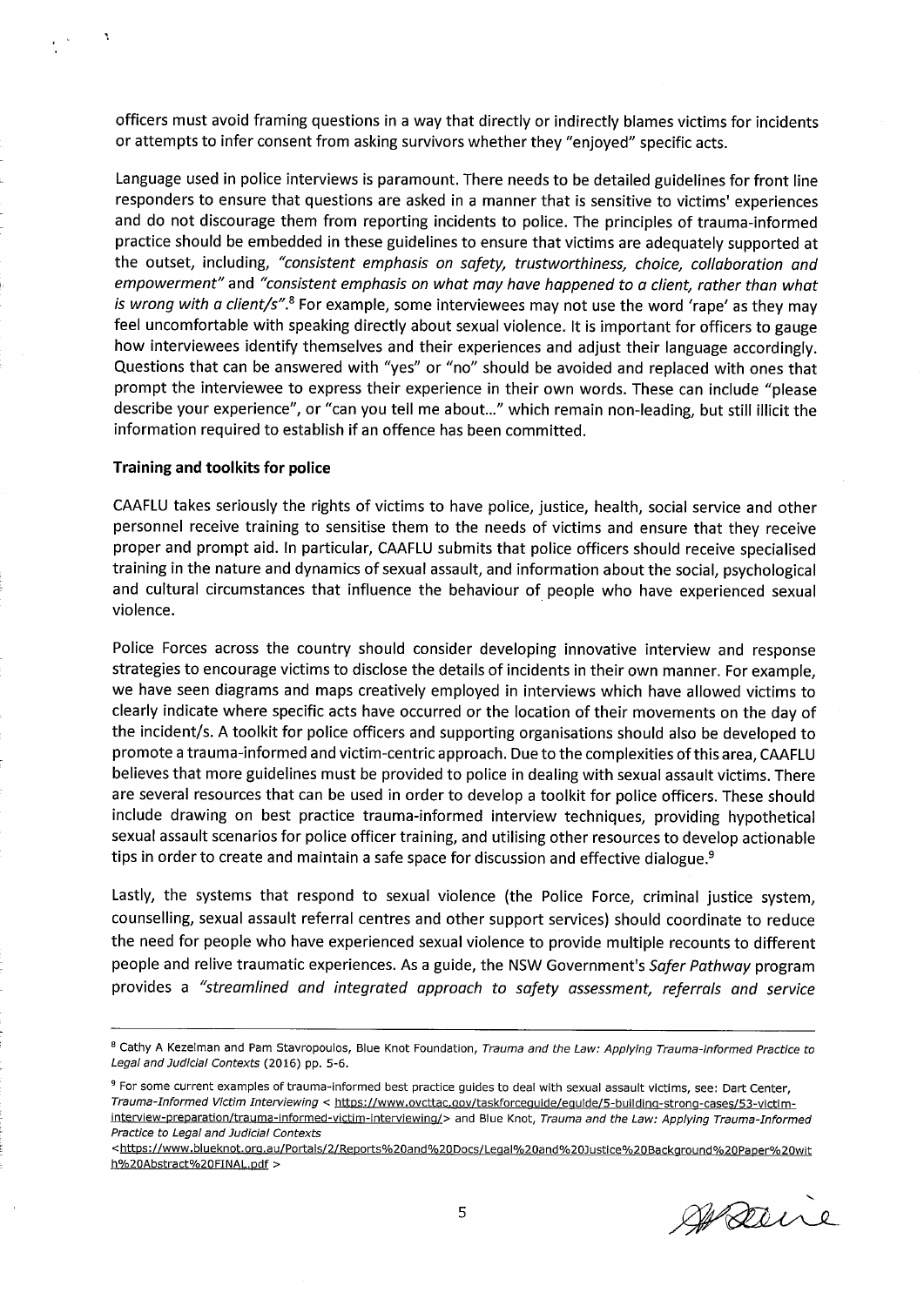officers must avoid framing questions in a way that directly or indirectly blames victims for incidents or attempts to infer consent from asking survivors whether they "enjoyed" specific acts.

Language used in police interviews is paramount. There needs to be detailed guidelines for front line responders to ensure that questions are asked in a manner that is sensitive to victims' experiences and do not discourage them from reporting incidents to police. The principles of trauma-informed practice should be embedded in these guidelines to ensure that victims are adequately supported at the outset, including, *"consistent emphasis on safety, trustworthiness, choice, collaboration and empowerment"* and *"consistent emphasis on what may have happened to a client, rather than what is wrong with a client/s"*.[8] For example, some interviewees may not use the word 'rape' as they may feel uncomfortable with speaking directly about sexual violence. It is important for officers to gauge how interviewees identify themselves and their experiences and adjust their language accordingly. Questions that can be answered with "yes" or "no" should be avoided and replaced with ones that prompt the interviewee to express their experience in their own words. These can include "please describe your experience", or "can you tell me about..." which remain non-leading, but still illicit the information required to establish if an offence has been committed.

**Training and toolkits for police**

CAAFLU takes seriously the rights of victims to have police, justice, health, social service and other personnel receive training to sensitise them to the needs of victims and ensure that they receive proper and prompt aid. In particular, CAAFLU submits that police officers should receive specialised training in the nature and dynamics of sexual assault, and information about the social, psychological and cultural circumstances that influence the behaviour of people who have experienced sexual violence.

Police Forces across the country should consider developing innovative interview and response strategies to encourage victims to disclose the details of incidents in their own manner. For example, we have seen diagrams and maps creatively employed in interviews which have allowed victims to clearly indicate where specific acts have occurred or the location of their movements on the day of the incident/s. A toolkit for police officers and supporting organisations should also be developed to promote a trauma-informed and victim-centric approach. Due to the complexities of this area, CAAFLU believes that more guidelines must be provided to police in dealing with sexual assault victims. There are several resources that can be used in order to develop a toolkit for police officers. These should include drawing on best practice trauma-informed interview techniques, providing hypothetical sexual assault scenarios for police officer training, and utilising other resources to develop actionable tips in order to create and maintain a safe space for discussion and effective dialogue.[9]

Lastly, the systems that respond to sexual violence (the Police Force, criminal justice system, counselling, sexual assault referral centres and other support services) should coordinate to reduce the need for people who have experienced sexual violence to provide multiple recounts to different people and relive traumatic experiences. As a guide, the NSW Government's *Safer Pathway* program provides a *"streamlined and integrated approach to safety assessment, referrals and service*

---

[8] Cathy A Kezelman and Pam Stavropoulos, Blue Knot Foundation, *Trauma and the Law: Applying Trauma-informed Practice to Legal and Judicial Contexts* (2016) pp. 5-6.

[9] For some current examples of trauma-informed best practice guides to deal with sexual assault victims, see: Dart Center, *Trauma-Informed Victim Interviewing* < https://www.ovcttac.gov/taskforceguide/eguide/5-building-strong-cases/53-victim-interview-preparation/trauma-informed-victim-interviewing/> and Blue Knot, *Trauma and the Law: Applying Trauma-Informed Practice to Legal and Judicial Contexts* <https://www.blueknot.org.au/Portals/2/Reports%20and%20Docs/Legal%20and%20Justice%20Background%20Paper%20with%20Abstract%20FINAL.pdf >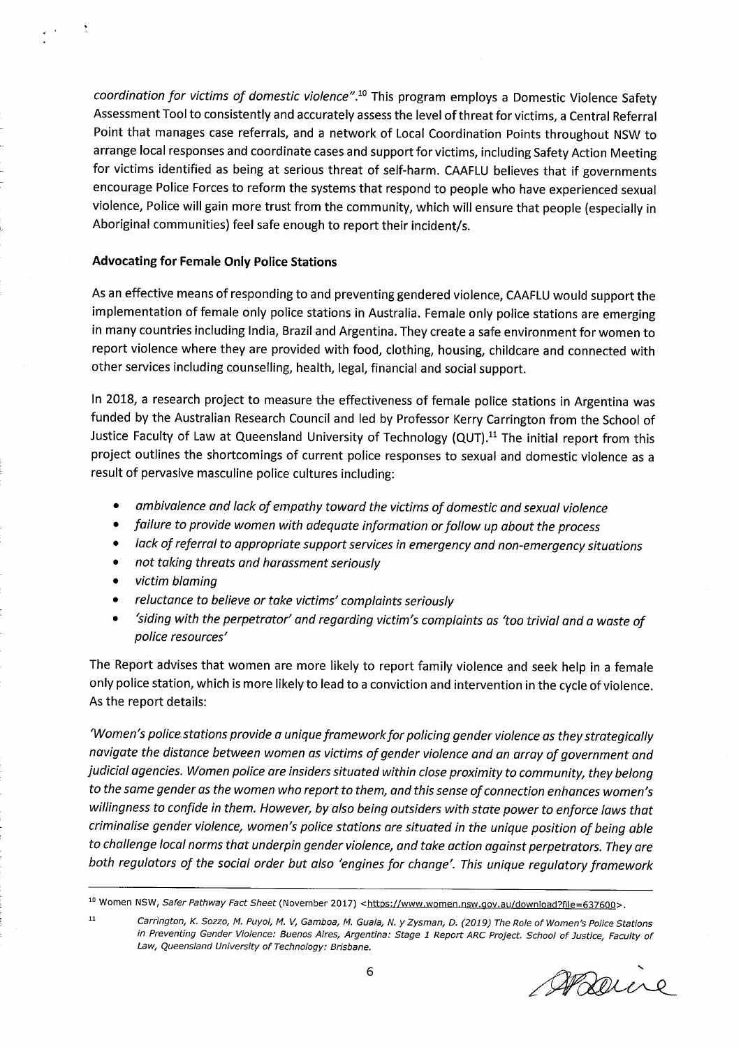*coordination for victims of domestic violence"*.[10] This program employs a Domestic Violence Safety Assessment Tool to consistently and accurately assess the level of threat for victims, a Central Referral Point that manages case referrals, and a network of Local Coordination Points throughout NSW to arrange local responses and coordinate cases and support for victims, including Safety Action Meeting for victims identified as being at serious threat of self-harm. CAAFLU believes that if governments encourage Police Forces to reform the systems that respond to people who have experienced sexual violence, Police will gain more trust from the community, which will ensure that people (especially in Aboriginal communities) feel safe enough to report their incident/s.

**Advocating for Female Only Police Stations**

As an effective means of responding to and preventing gendered violence, CAAFLU would support the implementation of female only police stations in Australia. Female only police stations are emerging in many countries including India, Brazil and Argentina. They create a safe environment for women to report violence where they are provided with food, clothing, housing, childcare and connected with other services including counselling, health, legal, financial and social support.

In 2018, a research project to measure the effectiveness of female police stations in Argentina was funded by the Australian Research Council and led by Professor Kerry Carrington from the School of Justice Faculty of Law at Queensland University of Technology (QUT).[11] The initial report from this project outlines the shortcomings of current police responses to sexual and domestic violence as a result of pervasive masculine police cultures including:

- *ambivalence and lack of empathy toward the victims of domestic and sexual violence*
- *failure to provide women with adequate information or follow up about the process*
- *lack of referral to appropriate support services in emergency and non-emergency situations*
- *not taking threats and harassment seriously*
- *victim blaming*
- *reluctance to believe or take victims' complaints seriously*
- *'siding with the perpetrator' and regarding victim's complaints as 'too trivial and a waste of police resources'*

The Report advises that women are more likely to report family violence and seek help in a female only police station, which is more likely to lead to a conviction and intervention in the cycle of violence. As the report details:

*'Women's police stations provide a unique framework for policing gender violence as they strategically navigate the distance between women as victims of gender violence and an array of government and judicial agencies. Women police are insiders situated within close proximity to community, they belong to the same gender as the women who report to them, and this sense of connection enhances women's willingness to confide in them. However, by also being outsiders with state power to enforce laws that criminalise gender violence, women's police stations are situated in the unique position of being able to challenge local norms that underpin gender violence, and take action against perpetrators. They are both regulators of the social order but also 'engines for change'. This unique regulatory framework*

---

[10] Women NSW, *Safer Pathway Fact Sheet* (November 2017) <https://www.women.nsw.gov.au/download?file=637600>.

[11] *Carrington, K. Sozzo, M. Puyol, M. V, Gamboa, M. Guala, N. y Zysman, D. (2019) The Role of Women's Police Stations in Preventing Gender Violence: Buenos Aires, Argentina: Stage 1 Report ARC Project. School of Justice, Faculty of Law, Queensland University of Technology: Brisbane.*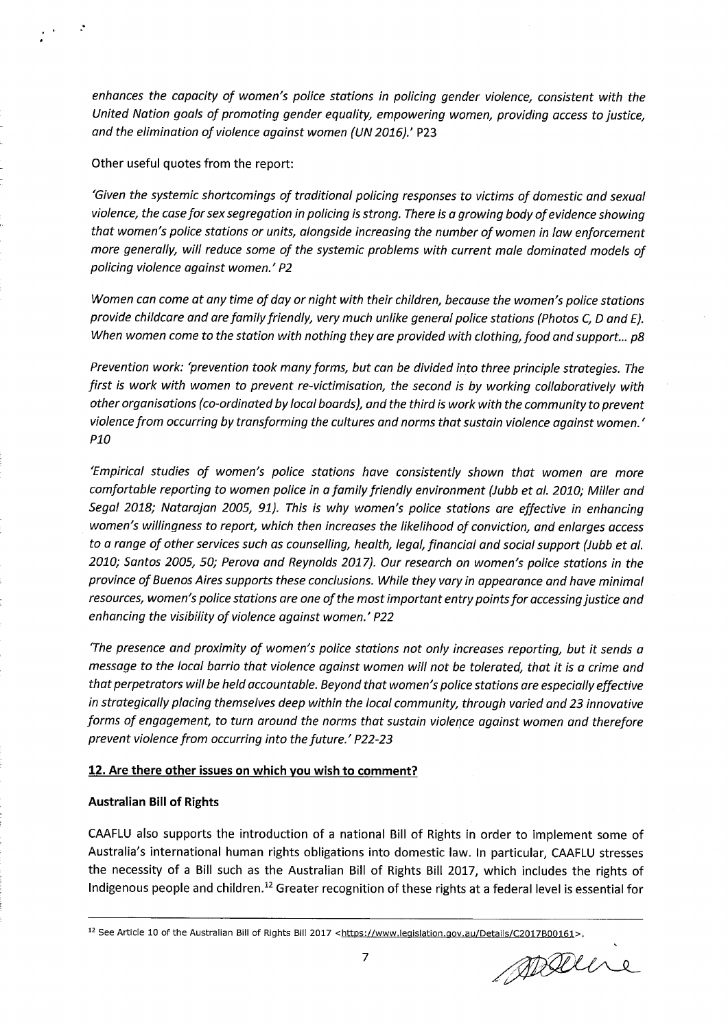*enhances the capacity of women's police stations in policing gender violence, consistent with the United Nation goals of promoting gender equality, empowering women, providing access to justice, and the elimination of violence against women (UN 2016).'* P23

Other useful quotes from the report:

*'Given the systemic shortcomings of traditional policing responses to victims of domestic and sexual violence, the case for sex segregation in policing is strong. There is a growing body of evidence showing that women's police stations or units, alongside increasing the number of women in law enforcement more generally, will reduce some of the systemic problems with current male dominated models of policing violence against women.' P2*

*Women can come at any time of day or night with their children, because the women's police stations provide childcare and are family friendly, very much unlike general police stations (Photos C, D and E). When women come to the station with nothing they are provided with clothing, food and support... p8*

*Prevention work: 'prevention took many forms, but can be divided into three principle strategies. The first is work with women to prevent re-victimisation, the second is by working collaboratively with other organisations (co-ordinated by local boards), and the third is work with the community to prevent violence from occurring by transforming the cultures and norms that sustain violence against women.' P10*

*'Empirical studies of women's police stations have consistently shown that women are more comfortable reporting to women police in a family friendly environment (Jubb et al. 2010; Miller and Segal 2018; Natarajan 2005, 91). This is why women's police stations are effective in enhancing women's willingness to report, which then increases the likelihood of conviction, and enlarges access to a range of other services such as counselling, health, legal, financial and social support (Jubb et al. 2010; Santos 2005, 50; Perova and Reynolds 2017). Our research on women's police stations in the province of Buenos Aires supports these conclusions. While they vary in appearance and have minimal resources, women's police stations are one of the most important entry points for accessing justice and enhancing the visibility of violence against women.' P22*

*'The presence and proximity of women's police stations not only increases reporting, but it sends a message to the local barrio that violence against women will not be tolerated, that it is a crime and that perpetrators will be held accountable. Beyond that women's police stations are especially effective in strategically placing themselves deep within the local community, through varied and 23 innovative forms of engagement, to turn around the norms that sustain violence against women and therefore prevent violence from occurring into the future.' P22-23*

## 12. Are there other issues on which you wish to comment?

### Australian Bill of Rights

CAAFLU also supports the introduction of a national Bill of Rights in order to implement some of Australia's international human rights obligations into domestic law. In particular, CAAFLU stresses the necessity of a Bill such as the Australian Bill of Rights Bill 2017, which includes the rights of Indigenous people and children.[12] Greater recognition of these rights at a federal level is essential for

[12] See Article 10 of the Australian Bill of Rights Bill 2017 <https://www.legislation.gov.au/Details/C2017B00161>.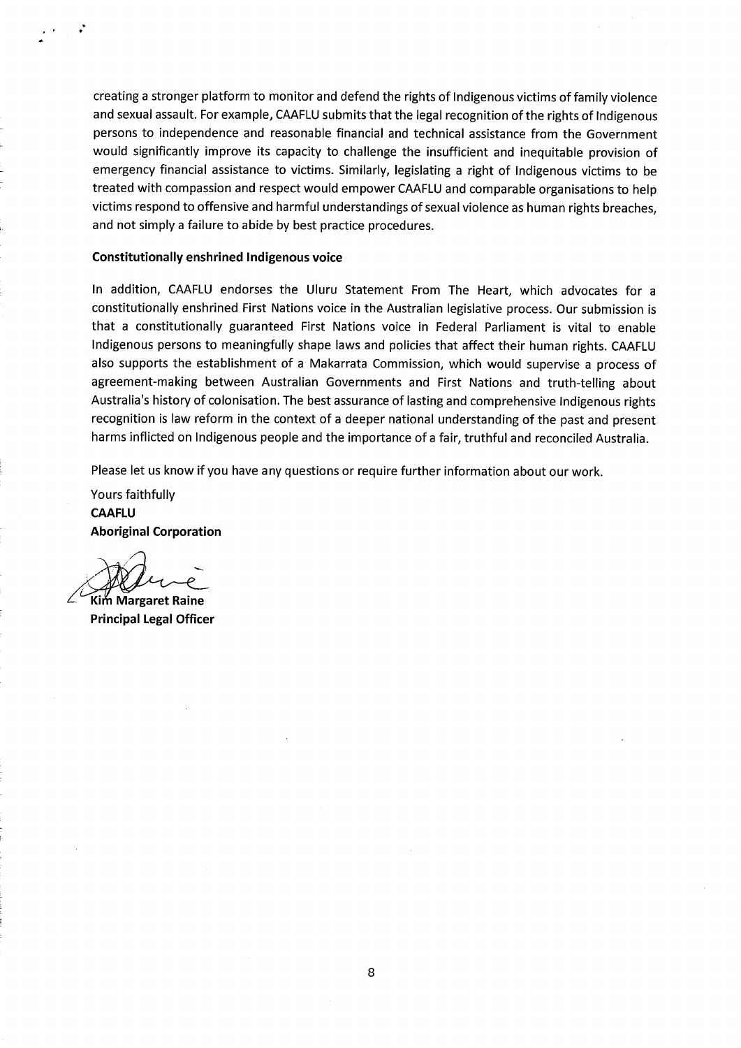creating a stronger platform to monitor and defend the rights of Indigenous victims of family violence and sexual assault. For example, CAAFLU submits that the legal recognition of the rights of Indigenous persons to independence and reasonable financial and technical assistance from the Government would significantly improve its capacity to challenge the insufficient and inequitable provision of emergency financial assistance to victims. Similarly, legislating a right of Indigenous victims to be treated with compassion and respect would empower CAAFLU and comparable organisations to help victims respond to offensive and harmful understandings of sexual violence as human rights breaches, and not simply a failure to abide by best practice procedures.

**Constitutionally enshrined Indigenous voice**

In addition, CAAFLU endorses the Uluru Statement From The Heart, which advocates for a constitutionally enshrined First Nations voice in the Australian legislative process. Our submission is that a constitutionally guaranteed First Nations voice in Federal Parliament is vital to enable Indigenous persons to meaningfully shape laws and policies that affect their human rights. CAAFLU also supports the establishment of a Makarrata Commission, which would supervise a process of agreement-making between Australian Governments and First Nations and truth-telling about Australia's history of colonisation. The best assurance of lasting and comprehensive Indigenous rights recognition is law reform in the context of a deeper national understanding of the past and present harms inflicted on Indigenous people and the importance of a fair, truthful and reconciled Australia.

Please let us know if you have any questions or require further information about our work.

Yours faithfully

**CAAFLU**
**Aboriginal Corporation**

**Kim Margaret Raine**
**Principal Legal Officer**